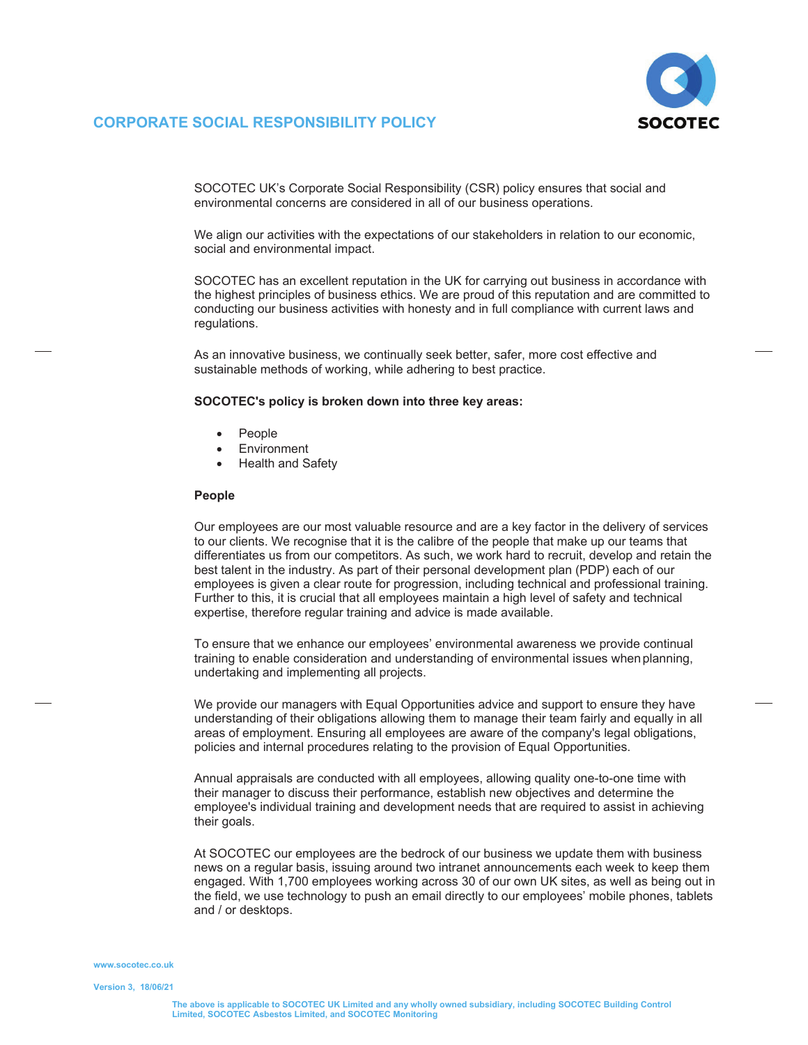# CORPORATE SOCIAL RESPONSIBILITY POLICY

SOCOTEC UK's Corporate Social Responsibility (CSR) policy ensures that social and environmental concerns are considered in all of our business operations.

We align our activities with the expectations of our stakeholders in relation to our economic, social and environmental impact.

SOCOTEC has an excellent reputation in the UK for carrying out business in accordance with the highest principles of business ethics. We are proud of this reputation and are committed to conducting our business activities with honesty and in full compliance with current laws and regulations.

As an innovative business, we continually seek better, safer, more cost effective and sustainable methods of working, while adhering to best practice.

**SOCOTEC's policy is broken down into three key areas:**

- People
- Environment
- Health and Safety

## People

Our employees are our most valuable resource and are a key factor in the delivery of services to our clients. We recognise that it is the calibre of the people that make up our teams that differentiates us from our competitors. As such, we work hard to recruit, develop and retain the best talent in the industry. As part of their personal development plan (PDP) each of our employees is given a clear route for progression, including technical and professional training. Further to this, it is crucial that all employees maintain a high level of safety and technical expertise, therefore regular training and advice is made available.

To ensure that we enhance our employees' environmental awareness we provide continual training to enable consideration and understanding of environmental issues when planning, undertaking and implementing all projects.

We provide our managers with Equal Opportunities advice and support to ensure they have understanding of their obligations allowing them to manage their team fairly and equally in all areas of employment. Ensuring all employees are aware of the company's legal obligations, policies and internal procedures relating to the provision of Equal Opportunities.

Annual appraisals are conducted with all employees, allowing quality one-to-one time with their manager to discuss their performance, establish new objectives and determine the employee's individual training and development needs that are required to assist in achieving their goals.

At SOCOTEC our employees are the bedrock of our business we update them with business news on a regular basis, issuing around two intranet announcements each week to keep them engaged. With 1,700 employees working across 30 of our own UK sites, as well as being out in the field, we use technology to push an email directly to our employees' mobile phones, tablets and / or desktops.

www.socotec.co.uk

Version 3, 18/06/21

The above is applicable to SOCOTEC UK Limited and any wholly owned subsidiary, including SOCOTEC Building Control Limited, SOCOTEC Asbestos Limited, and SOCOTEC Monitoring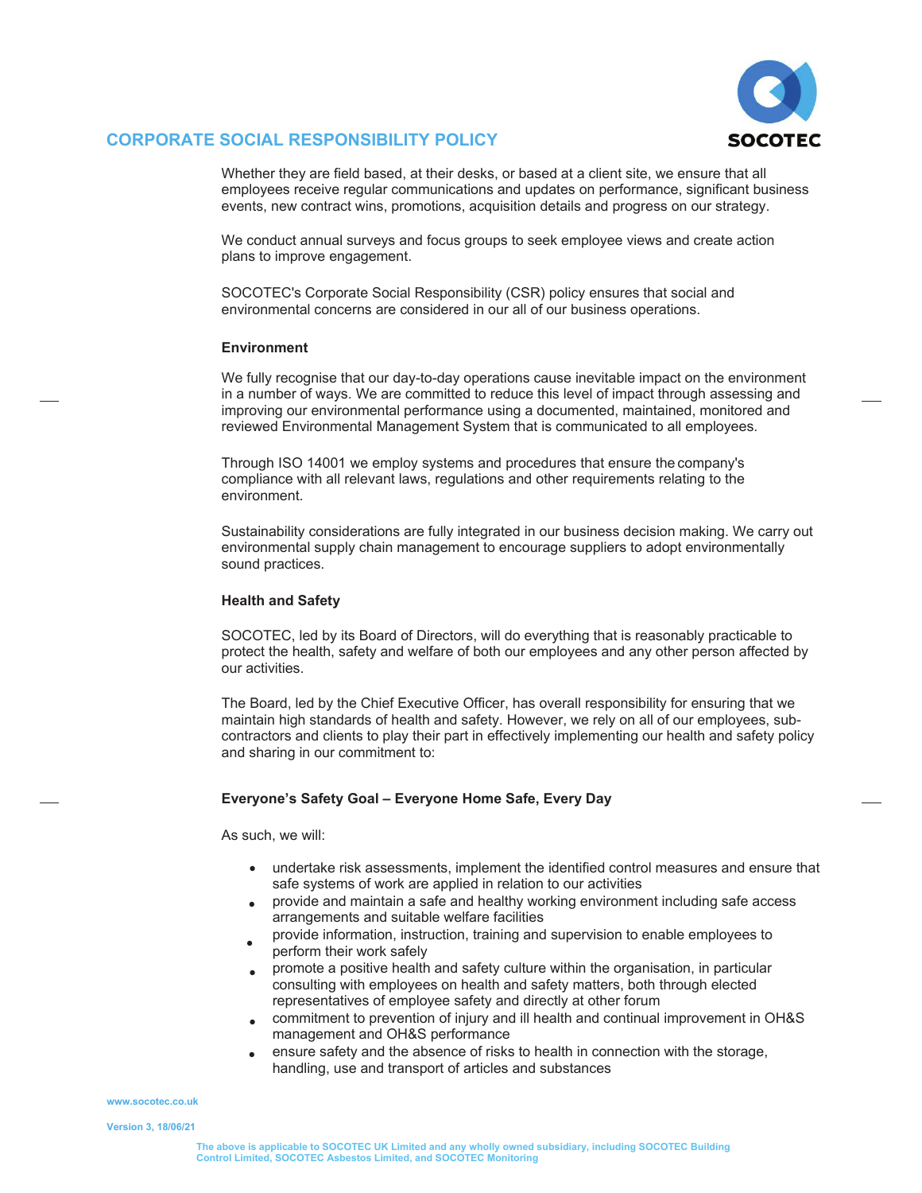## CORPORATE SOCIAL RESPONSIBILITY POLICY

Whether they are field based, at their desks, or based at a client site, we ensure that all employees receive regular communications and updates on performance, significant business events, new contract wins, promotions, acquisition details and progress on our strategy.

We conduct annual surveys and focus groups to seek employee views and create action plans to improve engagement.

SOCOTEC's Corporate Social Responsibility (CSR) policy ensures that social and environmental concerns are considered in our all of our business operations.

**Environment**

We fully recognise that our day-to-day operations cause inevitable impact on the environment in a number of ways. We are committed to reduce this level of impact through assessing and improving our environmental performance using a documented, maintained, monitored and reviewed Environmental Management System that is communicated to all employees.

Through ISO 14001 we employ systems and procedures that ensure the company's compliance with all relevant laws, regulations and other requirements relating to the environment.

Sustainability considerations are fully integrated in our business decision making. We carry out environmental supply chain management to encourage suppliers to adopt environmentally sound practices.

**Health and Safety**

SOCOTEC, led by its Board of Directors, will do everything that is reasonably practicable to protect the health, safety and welfare of both our employees and any other person affected by our activities.

The Board, led by the Chief Executive Officer, has overall responsibility for ensuring that we maintain high standards of health and safety. However, we rely on all of our employees, sub-contractors and clients to play their part in effectively implementing our health and safety policy and sharing in our commitment to:

**Everyone's Safety Goal – Everyone Home Safe, Every Day**

As such, we will:

- undertake risk assessments, implement the identified control measures and ensure that safe systems of work are applied in relation to our activities
- provide and maintain a safe and healthy working environment including safe access arrangements and suitable welfare facilities
- provide information, instruction, training and supervision to enable employees to perform their work safely
- promote a positive health and safety culture within the organisation, in particular consulting with employees on health and safety matters, both through elected representatives of employee safety and directly at other forum
- commitment to prevention of injury and ill health and continual improvement in OH&S management and OH&S performance
- ensure safety and the absence of risks to health in connection with the storage, handling, use and transport of articles and substances

www.socotec.co.uk

Version 3, 18/06/21

The above is applicable to SOCOTEC UK Limited and any wholly owned subsidiary, including SOCOTEC Building Control Limited, SOCOTEC Asbestos Limited, and SOCOTEC Monitoring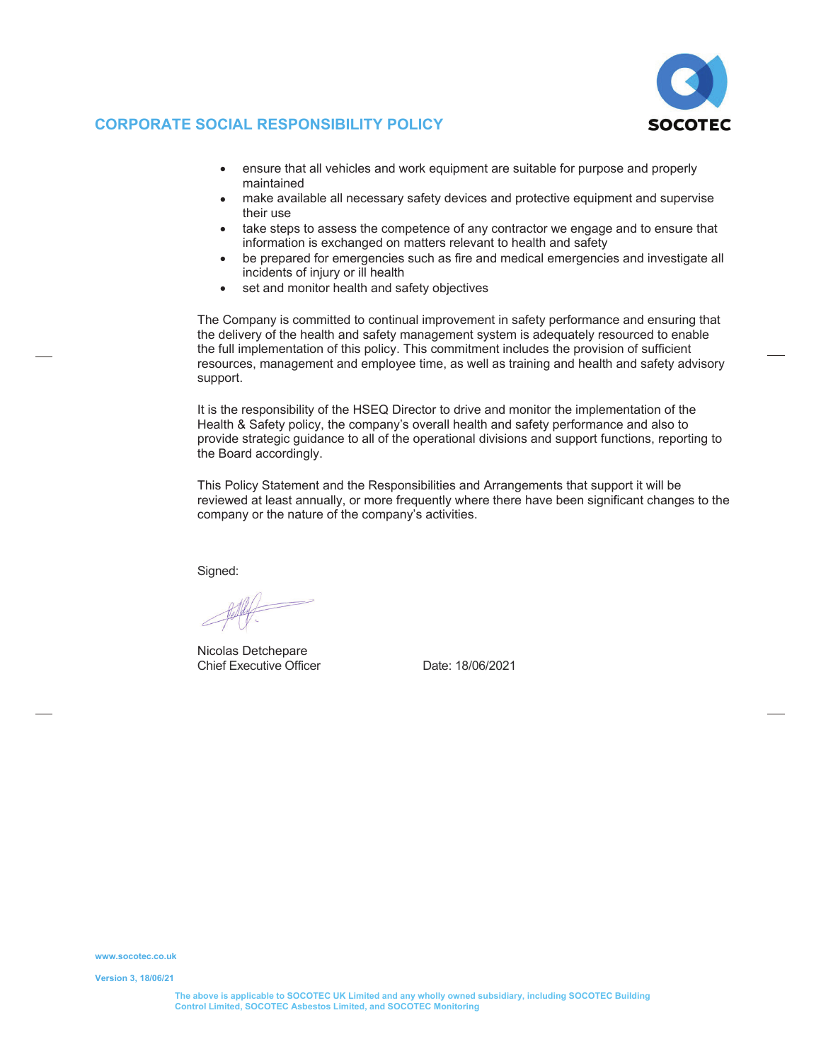- ensure that all vehicles and work equipment are suitable for purpose and properly maintained
- make available all necessary safety devices and protective equipment and supervise their use
- take steps to assess the competence of any contractor we engage and to ensure that information is exchanged on matters relevant to health and safety
- be prepared for emergencies such as fire and medical emergencies and investigate all incidents of injury or ill health
- set and monitor health and safety objectives

The Company is committed to continual improvement in safety performance and ensuring that the delivery of the health and safety management system is adequately resourced to enable the full implementation of this policy. This commitment includes the provision of sufficient resources, management and employee time, as well as training and health and safety advisory support.

It is the responsibility of the HSEQ Director to drive and monitor the implementation of the Health & Safety policy, the company's overall health and safety performance and also to provide strategic guidance to all of the operational divisions and support functions, reporting to the Board accordingly.

This Policy Statement and the Responsibilities and Arrangements that support it will be reviewed at least annually, or more frequently where there have been significant changes to the company or the nature of the company's activities.

Signed:

Nicolas Detchepare
Chief Executive Officer

Date: 18/06/2021

www.socotec.co.uk

Version 3, 18/06/21

The above is applicable to SOCOTEC UK Limited and any wholly owned subsidiary, including SOCOTEC Building Control Limited, SOCOTEC Asbestos Limited, and SOCOTEC Monitoring